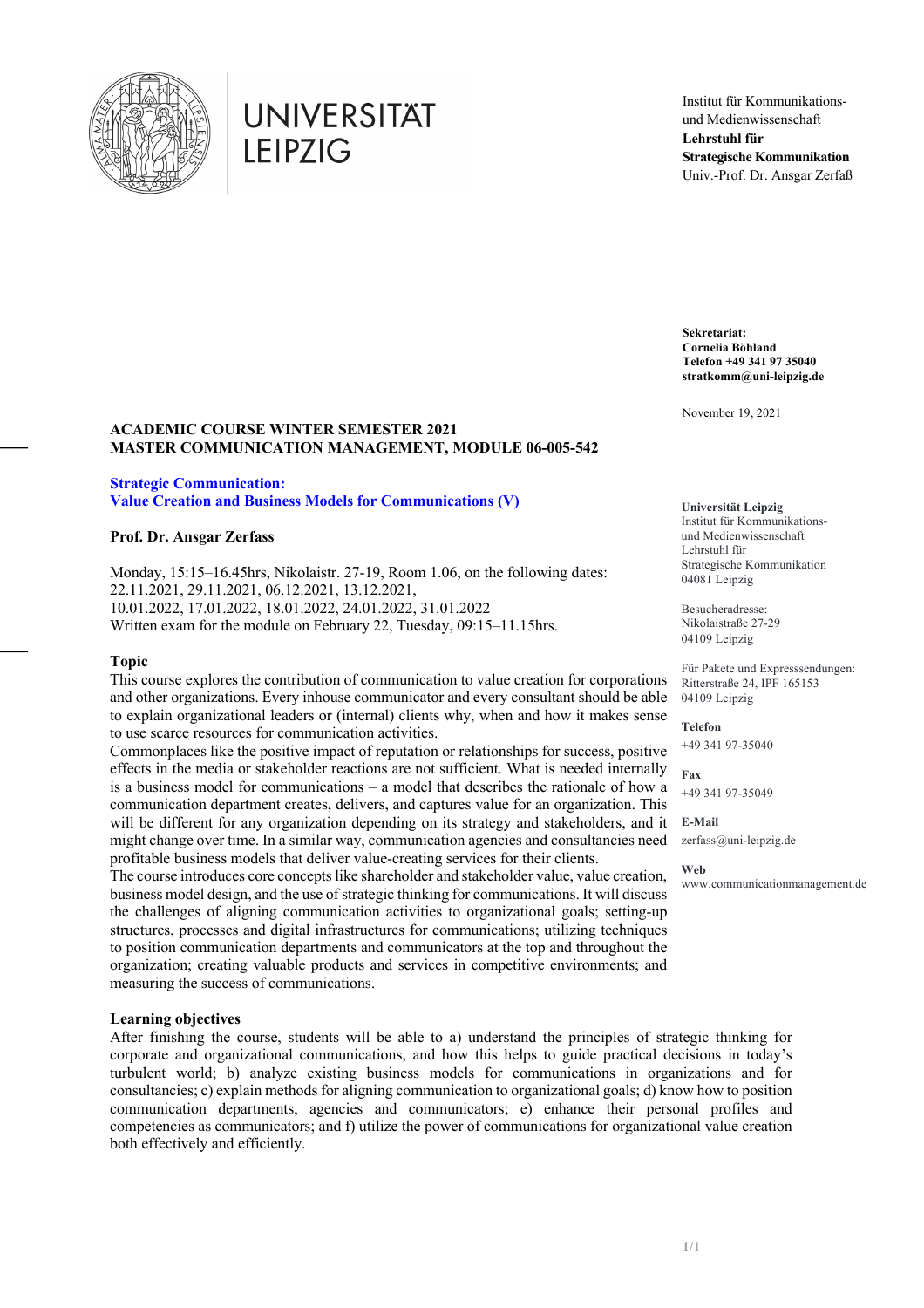UNIVERSITÄT LEIPZIG

Institut für Kommunikations- und Medienwissenschaft
**Lehrstuhl für Strategische Kommunikation**
Univ.-Prof. Dr. Ansgar Zerfaß

**Sekretariat:**
**Cornelia Böhland**
**Telefon +49 341 97 35040**
**stratkomm@uni-leipzig.de**

November 19, 2021

**Universität Leipzig**
Institut für Kommunikations- und Medienwissenschaft
Lehrstuhl für Strategische Kommunikation
04081 Leipzig

Besucheradresse:
Nikolaistraße 27-29
04109 Leipzig

Für Pakete und Expresssendungen:
Ritterstraße 24, IPF 165153
04109 Leipzig

**Telefon**
+49 341 97-35040

**Fax**
+49 341 97-35049

**E-Mail**
zerfass@uni-leipzig.de

**Web**
www.communicationmanagement.de

**ACADEMIC COURSE WINTER SEMESTER 2021**
**MASTER COMMUNICATION MANAGEMENT, MODULE 06-005-542**

## Strategic Communication: Value Creation and Business Models for Communications (V)

**Prof. Dr. Ansgar Zerfass**

Monday, 15:15–16.45hrs, Nikolaistr. 27-19, Room 1.06, on the following dates:
22.11.2021, 29.11.2021, 06.12.2021, 13.12.2021,
10.01.2022, 17.01.2022, 18.01.2022, 24.01.2022, 31.01.2022
Written exam for the module on February 22, Tuesday, 09:15–11.15hrs.

### Topic

This course explores the contribution of communication to value creation for corporations and other organizations. Every inhouse communicator and every consultant should be able to explain organizational leaders or (internal) clients why, when and how it makes sense to use scarce resources for communication activities.

Commonplaces like the positive impact of reputation or relationships for success, positive effects in the media or stakeholder reactions are not sufficient. What is needed internally is a business model for communications – a model that describes the rationale of how a communication department creates, delivers, and captures value for an organization. This will be different for any organization depending on its strategy and stakeholders, and it might change over time. In a similar way, communication agencies and consultancies need profitable business models that deliver value-creating services for their clients.

The course introduces core concepts like shareholder and stakeholder value, value creation, business model design, and the use of strategic thinking for communications. It will discuss the challenges of aligning communication activities to organizational goals; setting-up structures, processes and digital infrastructures for communications; utilizing techniques to position communication departments and communicators at the top and throughout the organization; creating valuable products and services in competitive environments; and measuring the success of communications.

### Learning objectives

After finishing the course, students will be able to a) understand the principles of strategic thinking for corporate and organizational communications, and how this helps to guide practical decisions in today's turbulent world; b) analyze existing business models for communications in organizations and for consultancies; c) explain methods for aligning communication to organizational goals; d) know how to position communication departments, agencies and communicators; e) enhance their personal profiles and competencies as communicators; and f) utilize the power of communications for organizational value creation both effectively and efficiently.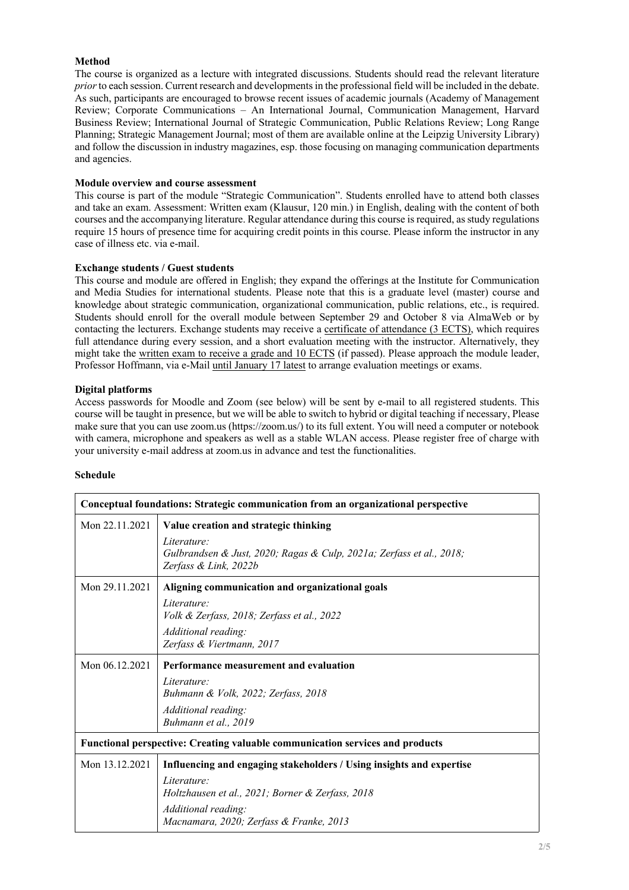**Method**

The course is organized as a lecture with integrated discussions. Students should read the relevant literature *prior* to each session. Current research and developments in the professional field will be included in the debate. As such, participants are encouraged to browse recent issues of academic journals (Academy of Management Review; Corporate Communications – An International Journal, Communication Management, Harvard Business Review; International Journal of Strategic Communication, Public Relations Review; Long Range Planning; Strategic Management Journal; most of them are available online at the Leipzig University Library) and follow the discussion in industry magazines, esp. those focusing on managing communication departments and agencies.

**Module overview and course assessment**

This course is part of the module "Strategic Communication". Students enrolled have to attend both classes and take an exam. Assessment: Written exam (Klausur, 120 min.) in English, dealing with the content of both courses and the accompanying literature. Regular attendance during this course is required, as study regulations require 15 hours of presence time for acquiring credit points in this course. Please inform the instructor in any case of illness etc. via e-mail.

**Exchange students / Guest students**

This course and module are offered in English; they expand the offerings at the Institute for Communication and Media Studies for international students. Please note that this is a graduate level (master) course and knowledge about strategic communication, organizational communication, public relations, etc., is required. Students should enroll for the overall module between September 29 and October 8 via AlmaWeb or by contacting the lecturers. Exchange students may receive a <u>certificate of attendance (3 ECTS)</u>, which requires full attendance during every session, and a short evaluation meeting with the instructor. Alternatively, they might take the <u>written exam to receive a grade and 10 ECTS</u> (if passed). Please approach the module leader, Professor Hoffmann, via e-Mail <u>until January 17 latest</u> to arrange evaluation meetings or exams.

**Digital platforms**

Access passwords for Moodle and Zoom (see below) will be sent by e-mail to all registered students. This course will be taught in presence, but we will be able to switch to hybrid or digital teaching if necessary, Please make sure that you can use zoom.us (https://zoom.us/) to its full extent. You will need a computer or notebook with camera, microphone and speakers as well as a stable WLAN access. Please register free of charge with your university e-mail address at zoom.us in advance and test the functionalities.

**Schedule**

| **Conceptual foundations: Strategic communication from an organizational perspective** | |
|---|---|
| Mon 22.11.2021 | **Value creation and strategic thinking**<br>*Literature:*<br>*Gulbrandsen & Just, 2020; Ragas & Culp, 2021a; Zerfass et al., 2018; Zerfass & Link, 2022b* |
| Mon 29.11.2021 | **Aligning communication and organizational goals**<br>*Literature:*<br>*Volk & Zerfass, 2018; Zerfass et al., 2022*<br>*Additional reading:*<br>*Zerfass & Viertmann, 2017* |
| Mon 06.12.2021 | **Performance measurement and evaluation**<br>*Literature:*<br>*Buhmann & Volk, 2022; Zerfass, 2018*<br>*Additional reading:*<br>*Buhmann et al., 2019* |
| **Functional perspective: Creating valuable communication services and products** | |
| Mon 13.12.2021 | **Influencing and engaging stakeholders / Using insights and expertise**<br>*Literature:*<br>*Holtzhausen et al., 2021; Borner & Zerfass, 2018*<br>*Additional reading:*<br>*Macnamara, 2020; Zerfass & Franke, 2013* |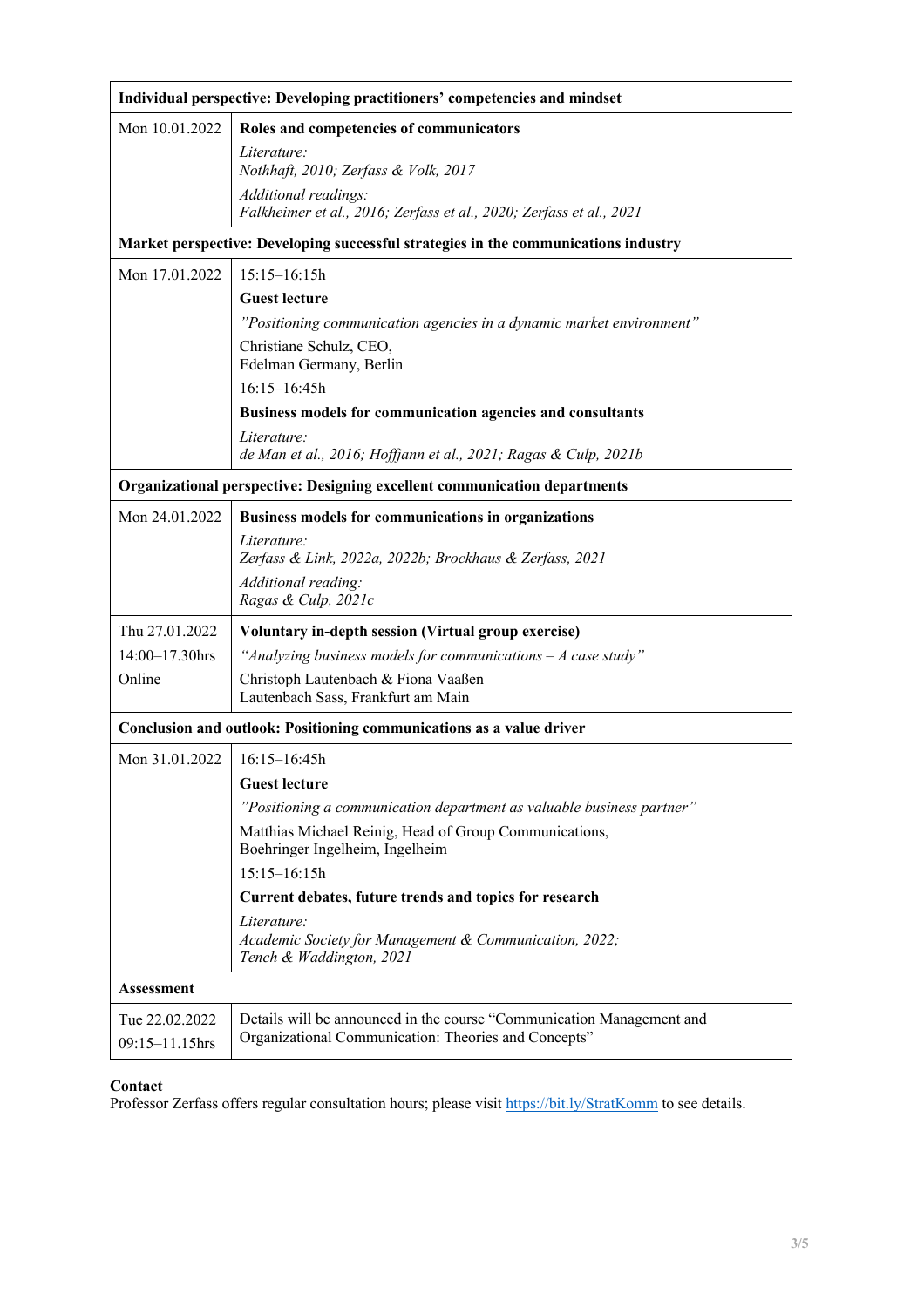| Individual perspective: Developing practitioners' competencies and mindset | |
|---|---|
| Mon 10.01.2022 | **Roles and competencies of communicators**<br>*Literature:*<br>*Nothhaft, 2010; Zerfass & Volk, 2017*<br>*Additional readings:*<br>*Falkheimer et al., 2016; Zerfass et al., 2020; Zerfass et al., 2021* |
| **Market perspective: Developing successful strategies in the communications industry** | |
| Mon 17.01.2022 | 15:15–16:15h<br>**Guest lecture**<br>*"Positioning communication agencies in a dynamic market environment"*<br>Christiane Schulz, CEO,<br>Edelman Germany, Berlin<br>16:15–16:45h<br>**Business models for communication agencies and consultants**<br>*Literature:*<br>*de Man et al., 2016; Hoffjann et al., 2021; Ragas & Culp, 2021b* |
| **Organizational perspective: Designing excellent communication departments** | |
| Mon 24.01.2022 | **Business models for communications in organizations**<br>*Literature:*<br>*Zerfass & Link, 2022a, 2022b; Brockhaus & Zerfass, 2021*<br>*Additional reading:*<br>*Ragas & Culp, 2021c* |
| Thu 27.01.2022<br>14:00–17.30hrs<br>Online | **Voluntary in-depth session (Virtual group exercise)**<br>*"Analyzing business models for communications – A case study"*<br>Christoph Lautenbach & Fiona Vaaßen<br>Lautenbach Sass, Frankfurt am Main |
| **Conclusion and outlook: Positioning communications as a value driver** | |
| Mon 31.01.2022 | 16:15–16:45h<br>**Guest lecture**<br>*"Positioning a communication department as valuable business partner"*<br>Matthias Michael Reinig, Head of Group Communications,<br>Boehringer Ingelheim, Ingelheim<br>15:15–16:15h<br>**Current debates, future trends and topics for research**<br>*Literature:*<br>*Academic Society for Management & Communication, 2022;*<br>*Tench & Waddington, 2021* |
| **Assessment** | |
| Tue 22.02.2022<br>09:15–11.15hrs | Details will be announced in the course "Communication Management and Organizational Communication: Theories and Concepts" |

**Contact**

Professor Zerfass offers regular consultation hours; please visit https://bit.ly/StratKomm to see details.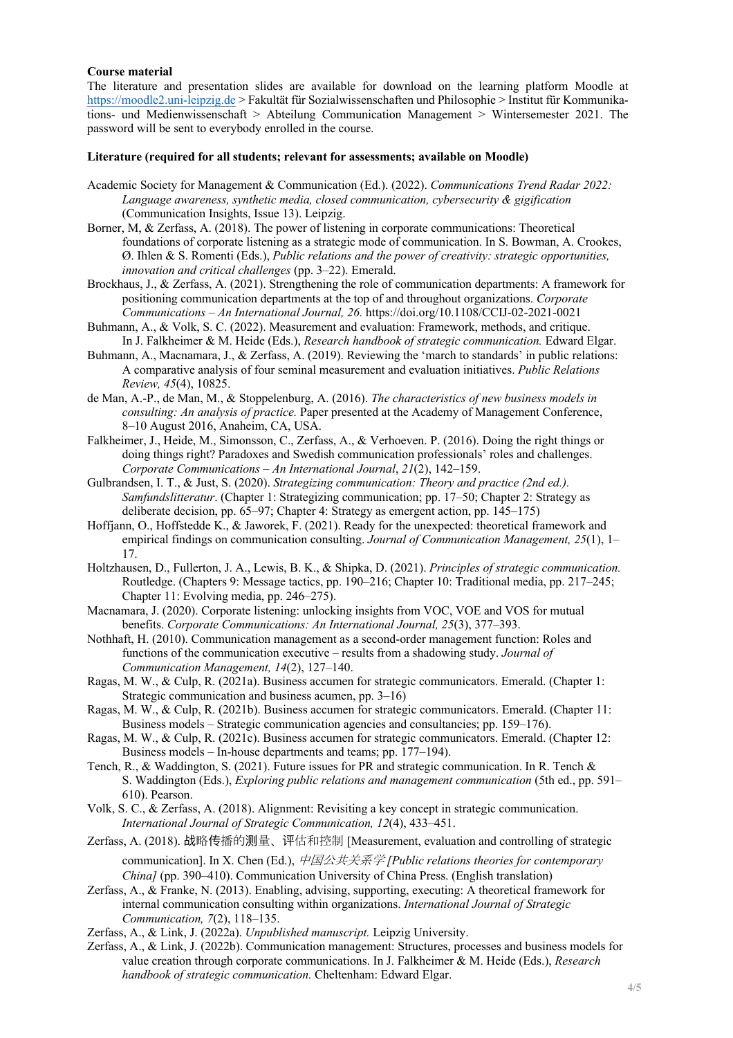**Course material**

The literature and presentation slides are available for download on the learning platform Moodle at https://moodle2.uni-leipzig.de > Fakultät für Sozialwissenschaften und Philosophie > Institut für Kommunikations- und Medienwissenschaft > Abteilung Communication Management > Wintersemester 2021. The password will be sent to everybody enrolled in the course.

**Literature (required for all students; relevant for assessments; available on Moodle)**

Academic Society for Management & Communication (Ed.). (2022). *Communications Trend Radar 2022: Language awareness, synthetic media, closed communication, cybersecurity & gigification* (Communication Insights, Issue 13). Leipzig.

Borner, M, & Zerfass, A. (2018). The power of listening in corporate communications: Theoretical foundations of corporate listening as a strategic mode of communication. In S. Bowman, A. Crookes, Ø. Ihlen & S. Romenti (Eds.), *Public relations and the power of creativity: strategic opportunities, innovation and critical challenges* (pp. 3–22). Emerald.

Brockhaus, J., & Zerfass, A. (2021). Strengthening the role of communication departments: A framework for positioning communication departments at the top of and throughout organizations. *Corporate Communications – An International Journal, 26.* https://doi.org/10.1108/CCIJ-02-2021-0021

Buhmann, A., & Volk, S. C. (2022). Measurement and evaluation: Framework, methods, and critique. In J. Falkheimer & M. Heide (Eds.), *Research handbook of strategic communication.* Edward Elgar.

Buhmann, A., Macnamara, J., & Zerfass, A. (2019). Reviewing the 'march to standards' in public relations: A comparative analysis of four seminal measurement and evaluation initiatives. *Public Relations Review, 45*(4), 10825.

de Man, A.-P., de Man, M., & Stoppelenburg, A. (2016). *The characteristics of new business models in consulting: An analysis of practice.* Paper presented at the Academy of Management Conference, 8–10 August 2016, Anaheim, CA, USA.

Falkheimer, J., Heide, M., Simonsson, C., Zerfass, A., & Verhoeven. P. (2016). Doing the right things or doing things right? Paradoxes and Swedish communication professionals' roles and challenges. *Corporate Communications – An International Journal*, *21*(2), 142–159.

Gulbrandsen, I. T., & Just, S. (2020). *Strategizing communication: Theory and practice (2nd ed.). Samfundslitteratur*. (Chapter 1: Strategizing communication; pp. 17–50; Chapter 2: Strategy as deliberate decision, pp. 65–97; Chapter 4: Strategy as emergent action, pp. 145–175)

Hoffjann, O., Hoffstedde K., & Jaworek, F. (2021). Ready for the unexpected: theoretical framework and empirical findings on communication consulting. *Journal of Communication Management, 25*(1), 1–17.

Holtzhausen, D., Fullerton, J. A., Lewis, B. K., & Shipka, D. (2021). *Principles of strategic communication.* Routledge. (Chapters 9: Message tactics, pp. 190–216; Chapter 10: Traditional media, pp. 217–245; Chapter 11: Evolving media, pp. 246–275).

Macnamara, J. (2020). Corporate listening: unlocking insights from VOC, VOE and VOS for mutual benefits. *Corporate Communications: An International Journal, 25*(3), 377–393.

Nothhaft, H. (2010). Communication management as a second-order management function: Roles and functions of the communication executive – results from a shadowing study. *Journal of Communication Management, 14*(2), 127–140.

Ragas, M. W., & Culp, R. (2021a). Business accumen for strategic communicators. Emerald. (Chapter 1: Strategic communication and business acumen, pp. 3–16)

Ragas, M. W., & Culp, R. (2021b). Business accumen for strategic communicators. Emerald. (Chapter 11: Business models – Strategic communication agencies and consultancies; pp. 159–176).

Ragas, M. W., & Culp, R. (2021c). Business accumen for strategic communicators. Emerald. (Chapter 12: Business models – In-house departments and teams; pp. 177–194).

Tench, R., & Waddington, S. (2021). Future issues for PR and strategic communication. In R. Tench & S. Waddington (Eds.), *Exploring public relations and management communication* (5th ed., pp. 591–610). Pearson.

Volk, S. C., & Zerfass, A. (2018). Alignment: Revisiting a key concept in strategic communication. *International Journal of Strategic Communication, 12*(4), 433–451.

Zerfass, A. (2018). 战略传播的测量、评估和控制 [Measurement, evaluation and controlling of strategic communication]. In X. Chen (Ed.), *中国公共关系学 [Public relations theories for contemporary China]* (pp. 390–410). Communication University of China Press. (English translation)

Zerfass, A., & Franke, N. (2013). Enabling, advising, supporting, executing: A theoretical framework for internal communication consulting within organizations. *International Journal of Strategic Communication, 7*(2), 118–135.

Zerfass, A., & Link, J. (2022a). *Unpublished manuscript.* Leipzig University.

Zerfass, A., & Link, J. (2022b). Communication management: Structures, processes and business models for value creation through corporate communications. In J. Falkheimer & M. Heide (Eds.), *Research handbook of strategic communication.* Cheltenham: Edward Elgar.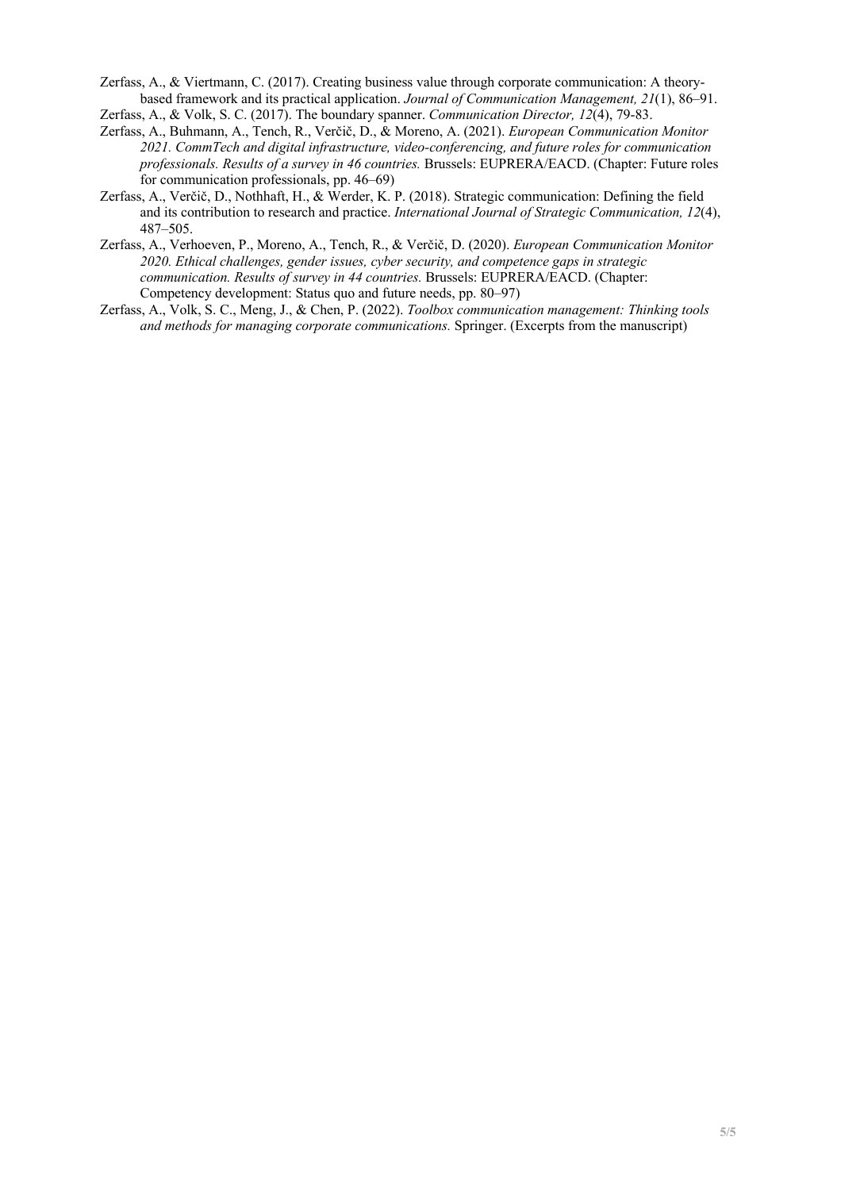Zerfass, A., & Viertmann, C. (2017). Creating business value through corporate communication: A theory-based framework and its practical application. *Journal of Communication Management, 21*(1), 86–91.

Zerfass, A., & Volk, S. C. (2017). The boundary spanner. *Communication Director, 12*(4), 79-83.

Zerfass, A., Buhmann, A., Tench, R., Verčič, D., & Moreno, A. (2021). *European Communication Monitor 2021. CommTech and digital infrastructure, video-conferencing, and future roles for communication professionals. Results of a survey in 46 countries.* Brussels: EUPRERA/EACD. (Chapter: Future roles for communication professionals, pp. 46–69)

Zerfass, A., Verčič, D., Nothhaft, H., & Werder, K. P. (2018). Strategic communication: Defining the field and its contribution to research and practice. *International Journal of Strategic Communication, 12*(4), 487–505.

Zerfass, A., Verhoeven, P., Moreno, A., Tench, R., & Verčič, D. (2020). *European Communication Monitor 2020. Ethical challenges, gender issues, cyber security, and competence gaps in strategic communication. Results of survey in 44 countries.* Brussels: EUPRERA/EACD. (Chapter: Competency development: Status quo and future needs, pp. 80–97)

Zerfass, A., Volk, S. C., Meng, J., & Chen, P. (2022). *Toolbox communication management: Thinking tools and methods for managing corporate communications.* Springer. (Excerpts from the manuscript)